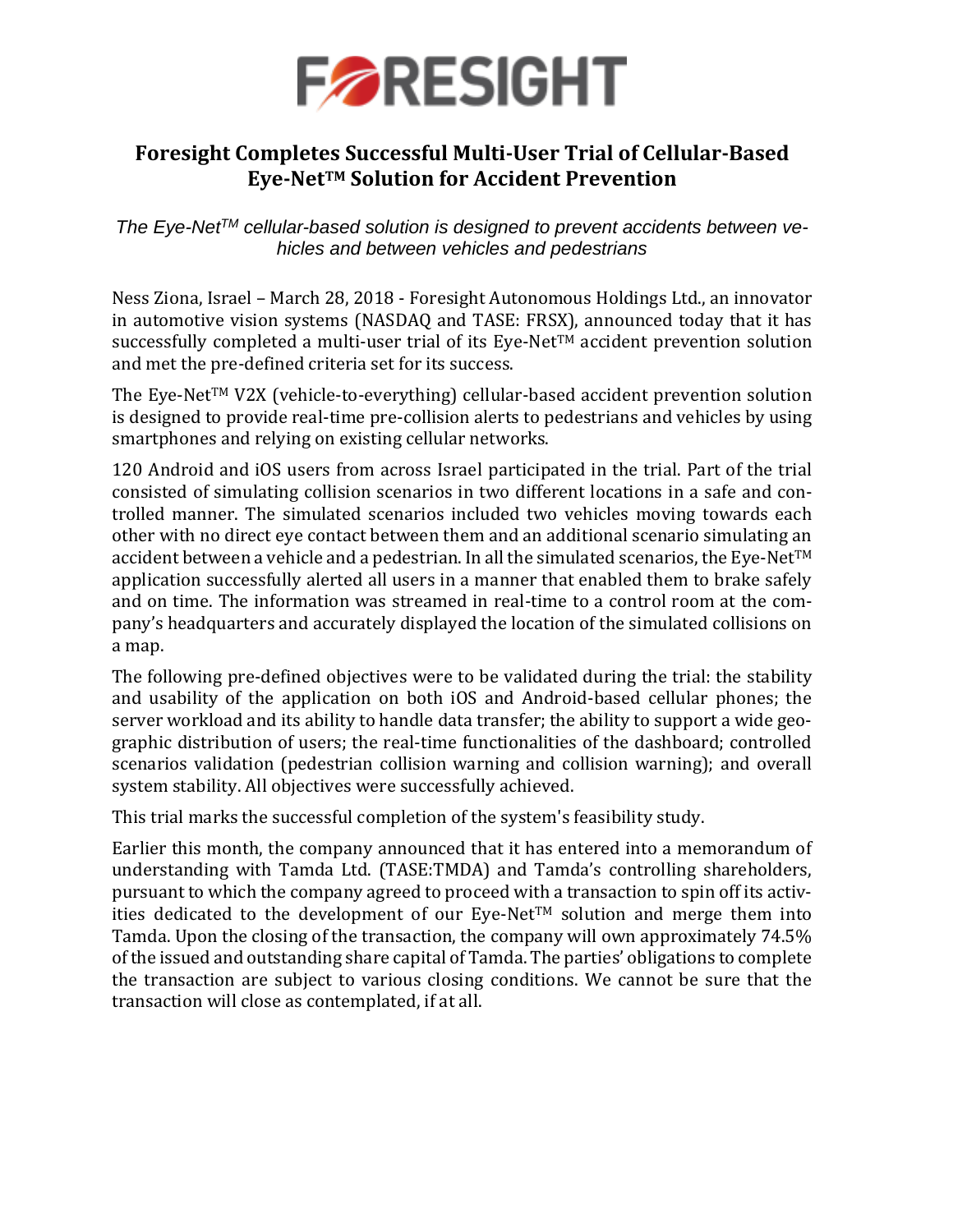# FORESIGHT

## Foresight Completes Successful Multi-User Trial of Cellular-Based Eye-Net™ Solution for Accident Prevention

*The Eye-Net™ cellular-based solution is designed to prevent accidents between vehicles and between vehicles and pedestrians*

Ness Ziona, Israel – March 28, 2018 - Foresight Autonomous Holdings Ltd., an innovator in automotive vision systems (NASDAQ and TASE: FRSX), announced today that it has successfully completed a multi-user trial of its Eye-Net™ accident prevention solution and met the pre-defined criteria set for its success.

The Eye-Net™ V2X (vehicle-to-everything) cellular-based accident prevention solution is designed to provide real-time pre-collision alerts to pedestrians and vehicles by using smartphones and relying on existing cellular networks.

120 Android and iOS users from across Israel participated in the trial. Part of the trial consisted of simulating collision scenarios in two different locations in a safe and controlled manner. The simulated scenarios included two vehicles moving towards each other with no direct eye contact between them and an additional scenario simulating an accident between a vehicle and a pedestrian. In all the simulated scenarios, the Eye-Net™ application successfully alerted all users in a manner that enabled them to brake safely and on time. The information was streamed in real-time to a control room at the company's headquarters and accurately displayed the location of the simulated collisions on a map.

The following pre-defined objectives were to be validated during the trial: the stability and usability of the application on both iOS and Android-based cellular phones; the server workload and its ability to handle data transfer; the ability to support a wide geographic distribution of users; the real-time functionalities of the dashboard; controlled scenarios validation (pedestrian collision warning and collision warning); and overall system stability. All objectives were successfully achieved.

This trial marks the successful completion of the system's feasibility study.

Earlier this month, the company announced that it has entered into a memorandum of understanding with Tamda Ltd. (TASE:TMDA) and Tamda's controlling shareholders, pursuant to which the company agreed to proceed with a transaction to spin off its activities dedicated to the development of our Eye-Net™ solution and merge them into Tamda. Upon the closing of the transaction, the company will own approximately 74.5% of the issued and outstanding share capital of Tamda. The parties' obligations to complete the transaction are subject to various closing conditions. We cannot be sure that the transaction will close as contemplated, if at all.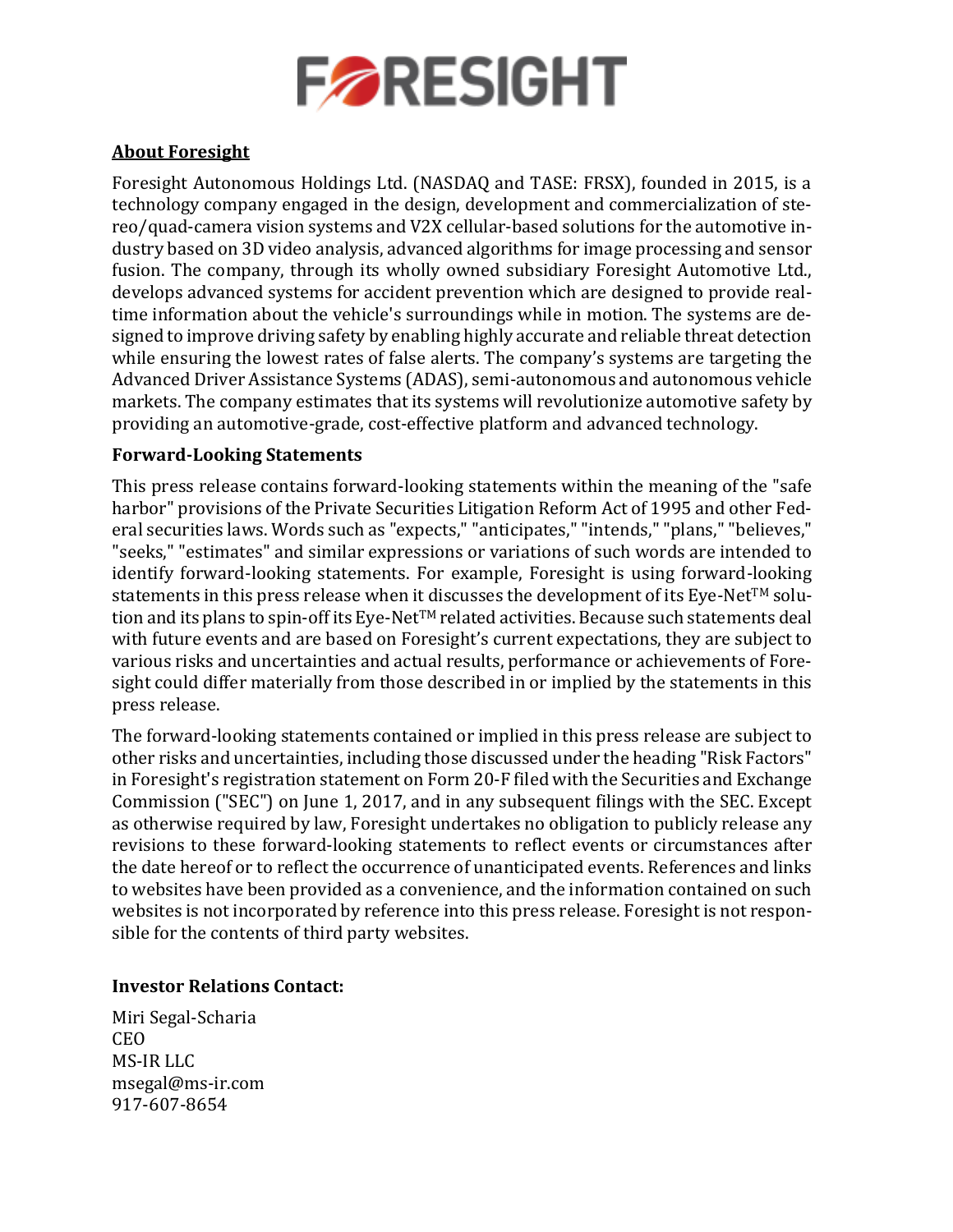# FORESIGHT

**About Foresight**

Foresight Autonomous Holdings Ltd. (NASDAQ and TASE: FRSX), founded in 2015, is a technology company engaged in the design, development and commercialization of stereo/quad-camera vision systems and V2X cellular-based solutions for the automotive industry based on 3D video analysis, advanced algorithms for image processing and sensor fusion. The company, through its wholly owned subsidiary Foresight Automotive Ltd., develops advanced systems for accident prevention which are designed to provide real-time information about the vehicle's surroundings while in motion. The systems are designed to improve driving safety by enabling highly accurate and reliable threat detection while ensuring the lowest rates of false alerts. The company's systems are targeting the Advanced Driver Assistance Systems (ADAS), semi-autonomous and autonomous vehicle markets. The company estimates that its systems will revolutionize automotive safety by providing an automotive-grade, cost-effective platform and advanced technology.

**Forward-Looking Statements**

This press release contains forward-looking statements within the meaning of the "safe harbor" provisions of the Private Securities Litigation Reform Act of 1995 and other Federal securities laws. Words such as "expects," "anticipates," "intends," "plans," "believes," "seeks," "estimates" and similar expressions or variations of such words are intended to identify forward-looking statements. For example, Foresight is using forward-looking statements in this press release when it discusses the development of its Eye-Net™ solution and its plans to spin-off its Eye-Net™ related activities. Because such statements deal with future events and are based on Foresight's current expectations, they are subject to various risks and uncertainties and actual results, performance or achievements of Foresight could differ materially from those described in or implied by the statements in this press release.

The forward-looking statements contained or implied in this press release are subject to other risks and uncertainties, including those discussed under the heading "Risk Factors" in Foresight's registration statement on Form 20-F filed with the Securities and Exchange Commission ("SEC") on June 1, 2017, and in any subsequent filings with the SEC. Except as otherwise required by law, Foresight undertakes no obligation to publicly release any revisions to these forward-looking statements to reflect events or circumstances after the date hereof or to reflect the occurrence of unanticipated events. References and links to websites have been provided as a convenience, and the information contained on such websites is not incorporated by reference into this press release. Foresight is not responsible for the contents of third party websites.

**Investor Relations Contact:**

Miri Segal-Scharia
CEO
MS-IR LLC
msegal@ms-ir.com
917-607-8654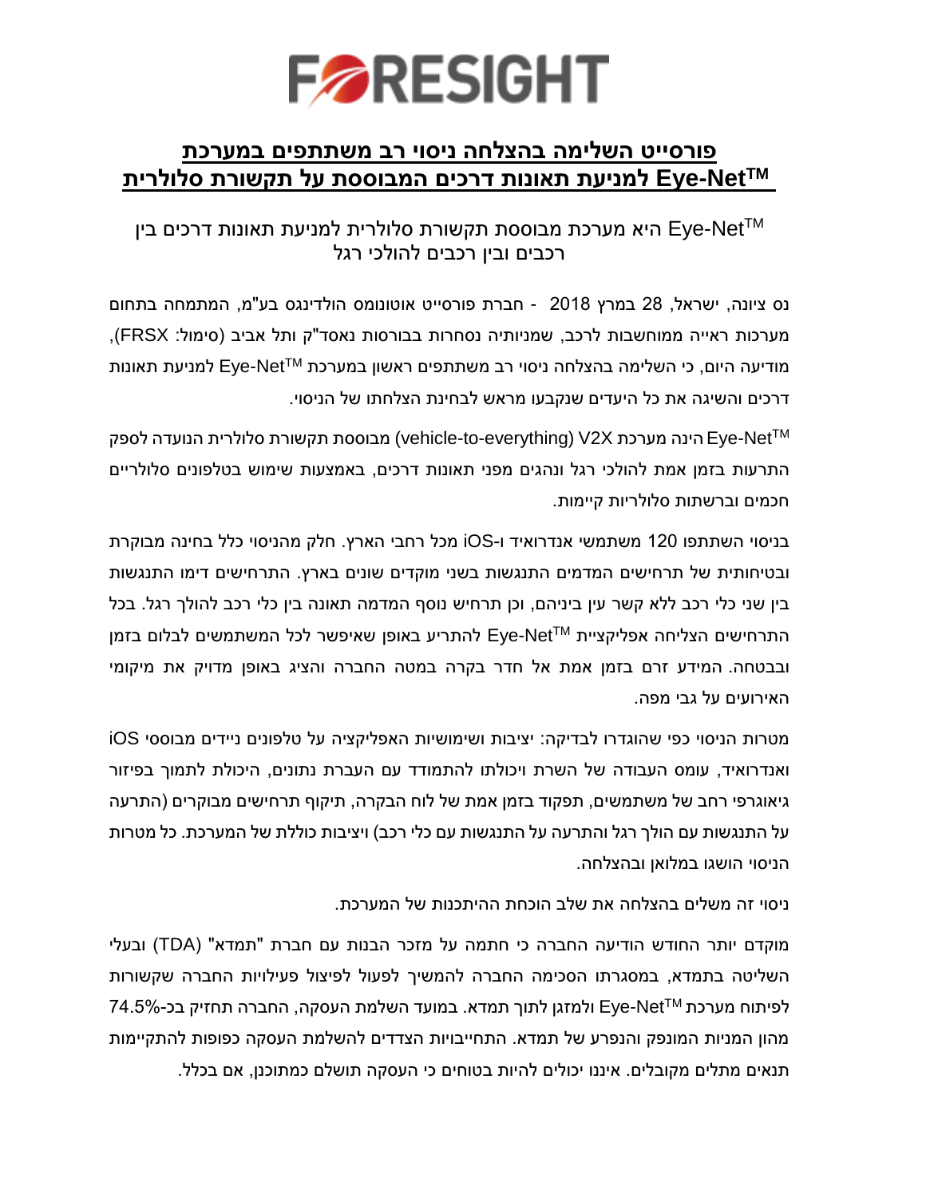FORESIGHT

# **פורסייט השלימה בהצלחה ניסוי רב משתתפים במערכת Eye-NetTM למניעת תאונות דרכים המבוססת על תקשורת סלולרית**

## Eye-NetTM היא מערכת מבוססת תקשורת סלולרית למניעת תאונות דרכים בין רכבים ובין רכבים להולכי רגל

נס ציונה, ישראל, 28 במרץ 2018 - חברת פורסייט אוטונומס הולדינגס בע"מ, המתמחה בתחום מערכות ראייה ממוחשבות לרכב, שמניותיה נסחרות בבורסות נאסד"ק ותל אביב (סימול: FRSX), מודיעה היום, כי השלימה בהצלחה ניסוי רב משתתפים ראשון במערכת Eye-NetTM למניעת תאונות דרכים והשיגה את כל היעדים שנקבעו מראש לבחינת הצלחתו של הניסוי.

Eye-NetTM הינה מערכת V2X (vehicle-to-everything) מבוססת תקשורת סלולרית הנועדה לספק התרעות בזמן אמת להולכי רגל ונהגים מפני תאונות דרכים, באמצעות שימוש בטלפונים סלולריים חכמים וברשתות סלולריות קיימות.

בניסוי השתתפו 120 משתמשי אנדרואיד ו-iOS מכל רחבי הארץ. חלק מהניסוי כלל בחינה מבוקרת ובטיחותית של תרחישים המדמים התנגשות בשני מוקדים שונים בארץ. התרחישים דימו התנגשות בין שני כלי רכב ללא קשר עין ביניהם, וכן תרחיש נוסף המדמה תאונה בין כלי רכב להולך רגל. בכל התרחישים הצליחה אפליקציית Eye-NetTM להתריע באופן שאיפשר לכל המשתמשים לבלום בזמן ובבטחה. המידע זרם בזמן אמת אל חדר בקרה במטה החברה והציג באופן מדויק את מיקומי האירועים על גבי מפה.

מטרות הניסוי כפי שהוגדרו לבדיקה: יציבות ושימושיות האפליקציה על טלפונים ניידים מבוססי iOS ואנדרואיד, עומס העבודה של השרת ויכולתו להתמודד עם העברת נתונים, היכולת לתמוך בפיזור גיאוגרפי רחב של משתמשים, תפקוד בזמן אמת של לוח הבקרה, תיקוף תרחישים מבוקרים (התרעה על התנגשות עם הולך רגל והתרעה על התנגשות עם כלי רכב) ויציבות כוללת של המערכת. כל מטרות הניסוי הושגו במלואן ובהצלחה.

ניסוי זה משלים בהצלחה את שלב הוכחת ההיתכנות של המערכת.

מוקדם יותר החודש הודיעה החברה כי חתמה על מזכר הבנות עם חברת "תמדא" (TDA) ובעלי השליטה בתמדא, במסגרתו הסכימה החברה להמשיך לפעול לפיצול פעילויות החברה שקשורות לפיתוח מערכת Eye-NetTM ולמזגן לתוך תמדא. במועד השלמת העסקה, החברה תחזיק בכ-74.5% מהון המניות המונפק והנפרע של תמדא. התחייבויות הצדדים להשלמת העסקה כפופות להתקיימות תנאים מתלים מקובלים. איננו יכולים להיות בטוחים כי העסקה תושלם כמתוכנן, אם בכלל.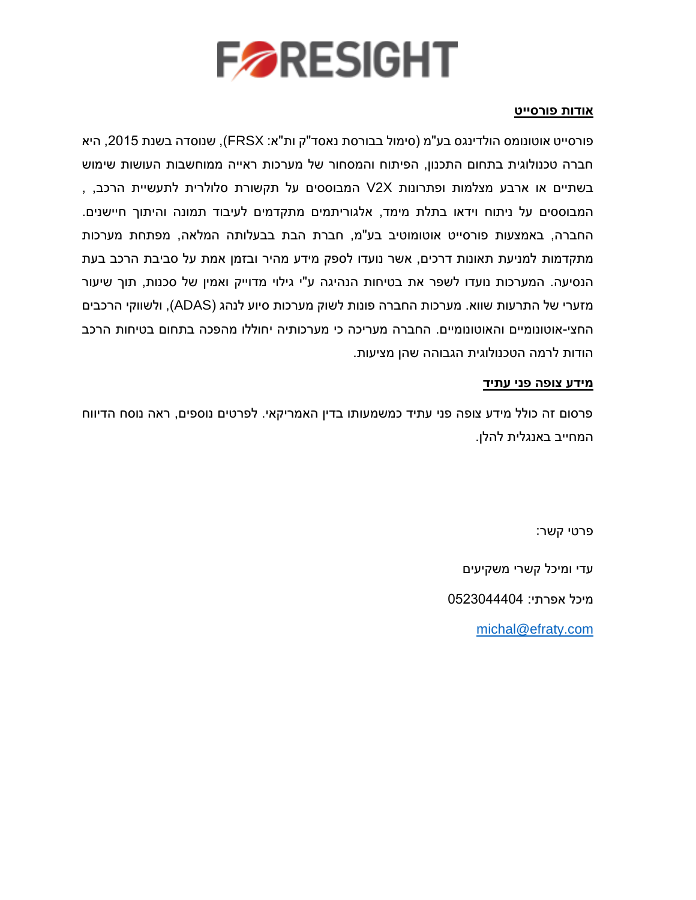FORESIGHT

**<u>אודות פורסייט</u>**

פורסייט אוטונומס הולדינגס בע"מ (סימול בבורסת נאסד"ק ות"א: FRSX), שנוסדה בשנת 2015, היא חברה טכנולוגית בתחום התכנון, הפיתוח והמסחור של מערכות ראייה ממוחשבות העושות שימוש בשתיים או ארבע מצלמות ופתרונות V2X המבוססים על תקשורת סלולרית לתעשיית הרכב, , המבוססים על ניתוח וידאו בתלת מימד, אלגוריתמים מתקדמים לעיבוד תמונה והיתוך חיישנים. החברה, באמצעות פורסייט אוטומוטיב בע"מ, חברת הבת בבעלותה המלאה, מפתחת מערכות מתקדמות למניעת תאונות דרכים, אשר נועדו לספק מידע מהיר ובזמן אמת על סביבת הרכב בעת הנסיעה. המערכות נועדו לשפר את בטיחות הנהיגה ע"י גילוי מדוייק ואמין של סכנות, תוך שיעור מזערי של התרעות שווא. מערכות החברה פונות לשוק מערכות סיוע לנהג (ADAS), ולשווקי הרכבים החצי-אוטונומיים והאוטונומיים. החברה מעריכה כי מערכותיה יחוללו מהפכה בתחום בטיחות הרכב הודות לרמה הטכנולוגית הגבוהה שהן מציעות.

**<u>מידע צופה פני עתיד</u>**

פרסום זה כולל מידע צופה פני עתיד כמשמעותו בדין האמריקאי. לפרטים נוספים, ראה נוסח הדיווח המחייב באנגלית להלן.

פרטי קשר:

עדי ומיכל קשרי משקיעים

מיכל אפרתי: 0523044404

michal@efraty.com